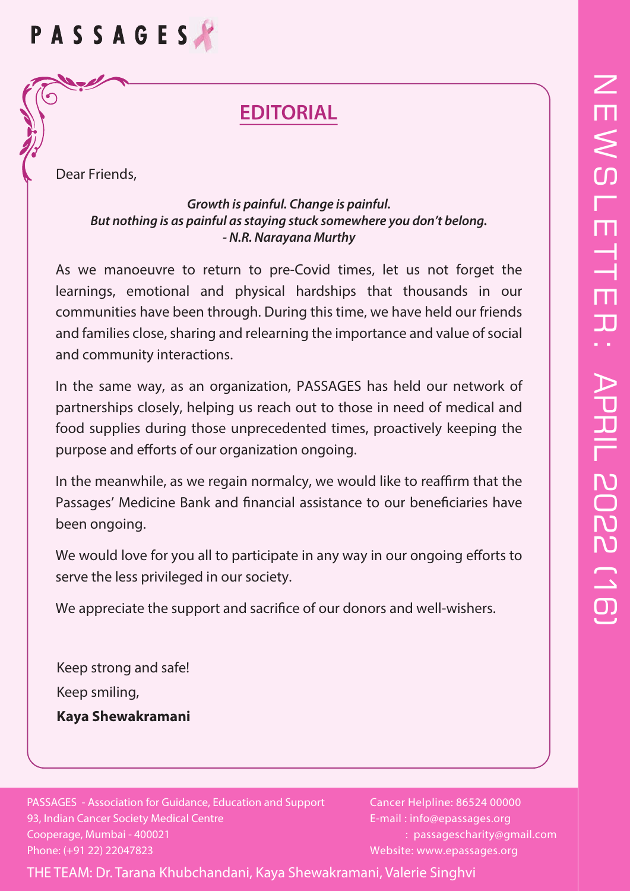# PASSAGES

NEWSLETTER : APRIL 2022 (16)

## EDITORIAL

Dear Friends,

***Growth is painful. Change is painful.***
***But nothing is as painful as staying stuck somewhere you don't belong.***
***- N.R. Narayana Murthy***

As we manoeuvre to return to pre-Covid times, let us not forget the learnings, emotional and physical hardships that thousands in our communities have been through. During this time, we have held our friends and families close, sharing and relearning the importance and value of social and community interactions.

In the same way, as an organization, PASSAGES has held our network of partnerships closely, helping us reach out to those in need of medical and food supplies during those unprecedented times, proactively keeping the purpose and efforts of our organization ongoing.

In the meanwhile, as we regain normalcy, we would like to reaffirm that the Passages' Medicine Bank and financial assistance to our beneficiaries have been ongoing.

We would love for you all to participate in any way in our ongoing efforts to serve the less privileged in our society.

We appreciate the support and sacrifice of our donors and well-wishers.

Keep strong and safe!
Keep smiling,
**Kaya Shewakramani**

PASSAGES - Association for Guidance, Education and Support
93, Indian Cancer Society Medical Centre
Cooperage, Mumbai - 400021
Phone: (+91 22) 22047823

Cancer Helpline: 86524 00000
E-mail : info@epassages.org
: passagescharity@gmail.com
Website: www.epassages.org

THE TEAM: Dr. Tarana Khubchandani, Kaya Shewakramani, Valerie Singhvi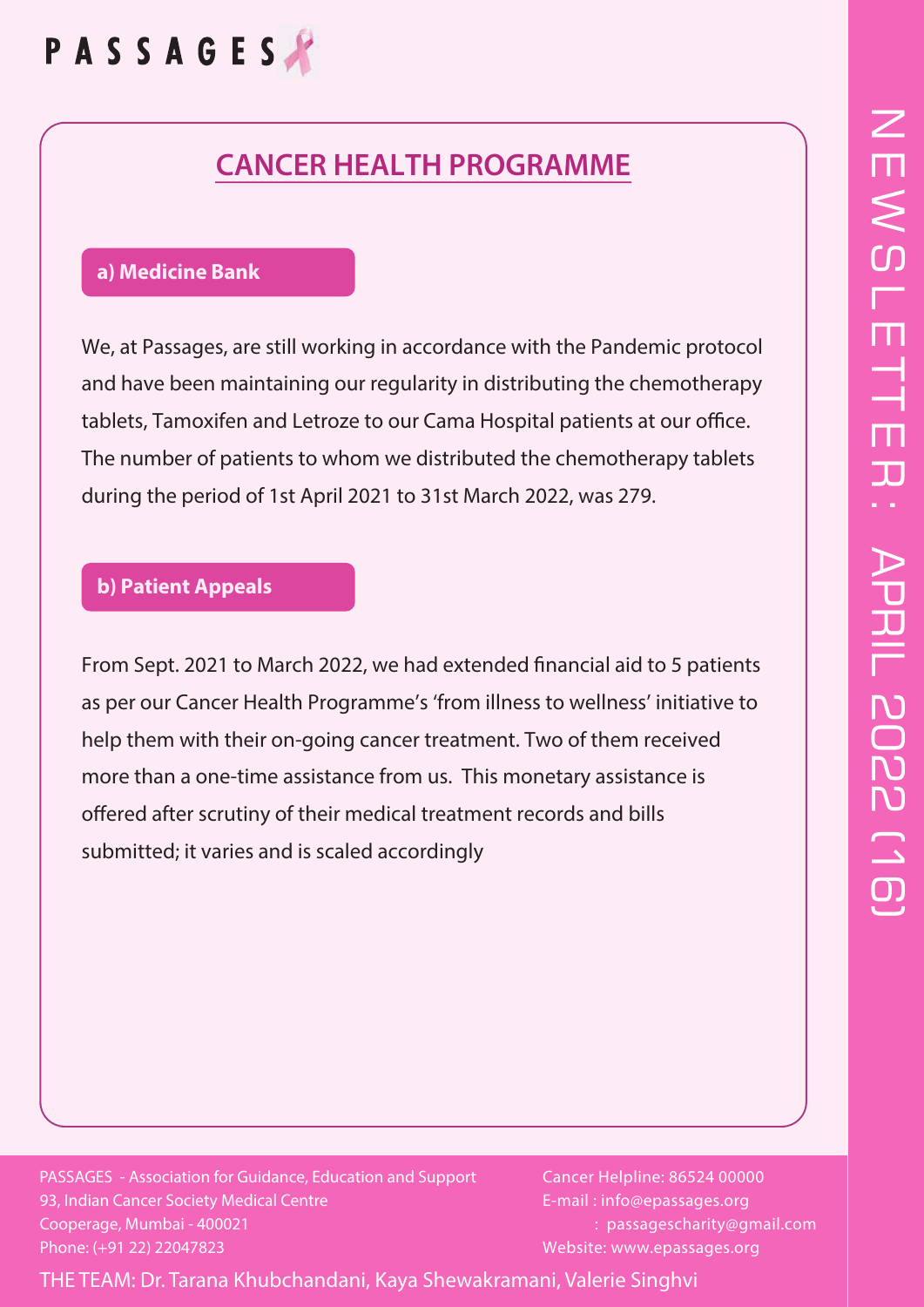## CANCER HEALTH PROGRAMME

### a) Medicine Bank

We, at Passages, are still working in accordance with the Pandemic protocol and have been maintaining our regularity in distributing the chemotherapy tablets, Tamoxifen and Letroze to our Cama Hospital patients at our office. The number of patients to whom we distributed the chemotherapy tablets during the period of 1st April 2021 to 31st March 2022, was 279.

### b) Patient Appeals

From Sept. 2021 to March 2022, we had extended financial aid to 5 patients as per our Cancer Health Programme's 'from illness to wellness' initiative to help them with their on-going cancer treatment. Two of them received more than a one-time assistance from us. This monetary assistance is offered after scrutiny of their medical treatment records and bills submitted; it varies and is scaled accordingly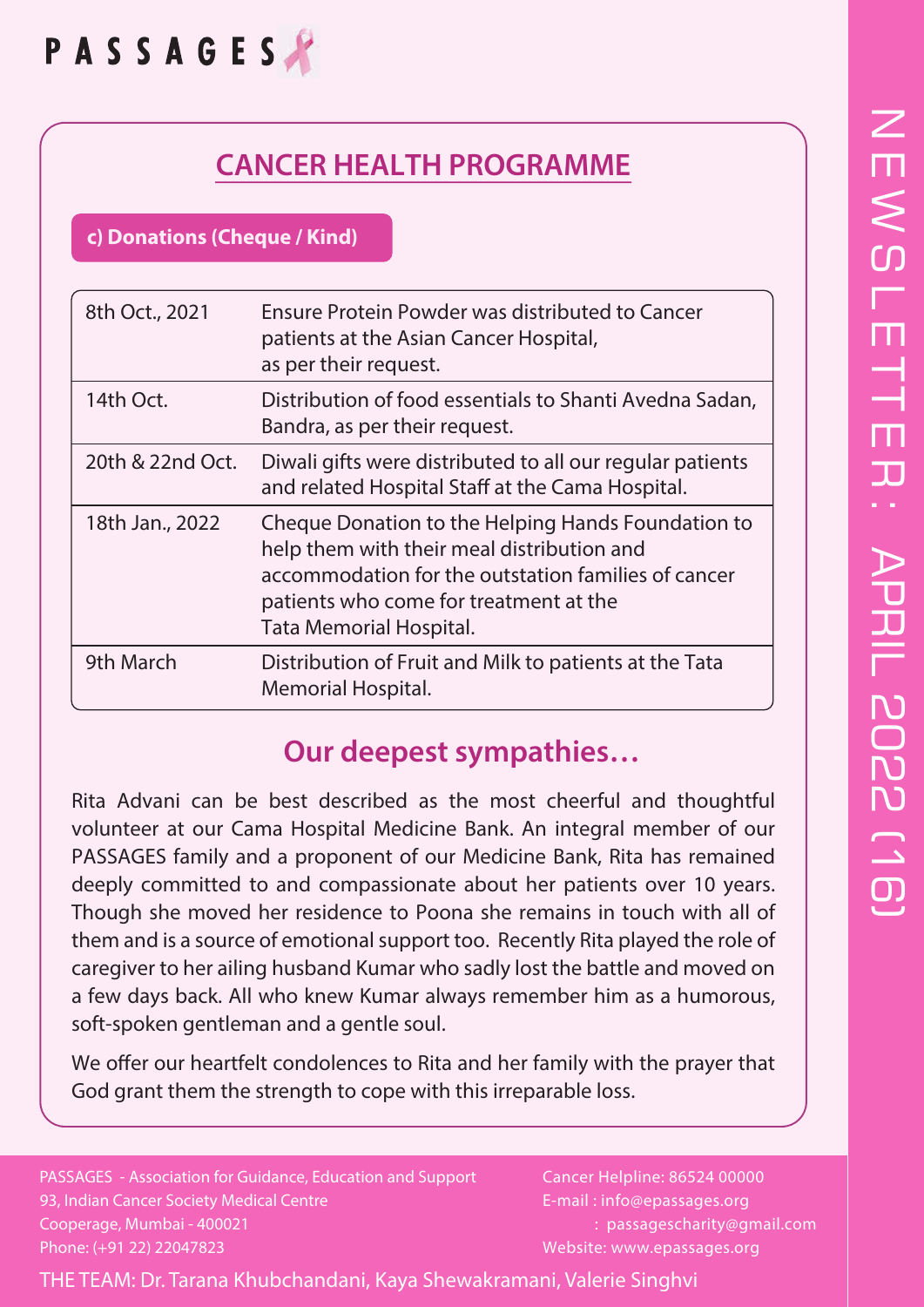# CANCER HEALTH PROGRAMME

**c) Donations (Cheque / Kind)**

| | |
|---|---|
| 8th Oct., 2021 | Ensure Protein Powder was distributed to Cancer patients at the Asian Cancer Hospital, as per their request. |
| 14th Oct. | Distribution of food essentials to Shanti Avedna Sadan, Bandra, as per their request. |
| 20th & 22nd Oct. | Diwali gifts were distributed to all our regular patients and related Hospital Staff at the Cama Hospital. |
| 18th Jan., 2022 | Cheque Donation to the Helping Hands Foundation to help them with their meal distribution and accommodation for the outstation families of cancer patients who come for treatment at the Tata Memorial Hospital. |
| 9th March | Distribution of Fruit and Milk to patients at the Tata Memorial Hospital. |

## Our deepest sympathies…

Rita Advani can be best described as the most cheerful and thoughtful volunteer at our Cama Hospital Medicine Bank. An integral member of our PASSAGES family and a proponent of our Medicine Bank, Rita has remained deeply committed to and compassionate about her patients over 10 years. Though she moved her residence to Poona she remains in touch with all of them and is a source of emotional support too. Recently Rita played the role of caregiver to her ailing husband Kumar who sadly lost the battle and moved on a few days back. All who knew Kumar always remember him as a humorous, soft-spoken gentleman and a gentle soul.

We offer our heartfelt condolences to Rita and her family with the prayer that God grant them the strength to cope with this irreparable loss.

PASSAGES - Association for Guidance, Education and Support
93, Indian Cancer Society Medical Centre
Cooperage, Mumbai - 400021
Phone: (+91 22) 22047823

Cancer Helpline: 86524 00000
E-mail : info@epassages.org
: passagescharity@gmail.com
Website: www.epassages.org

THE TEAM: Dr. Tarana Khubchandani, Kaya Shewakramani, Valerie Singhvi